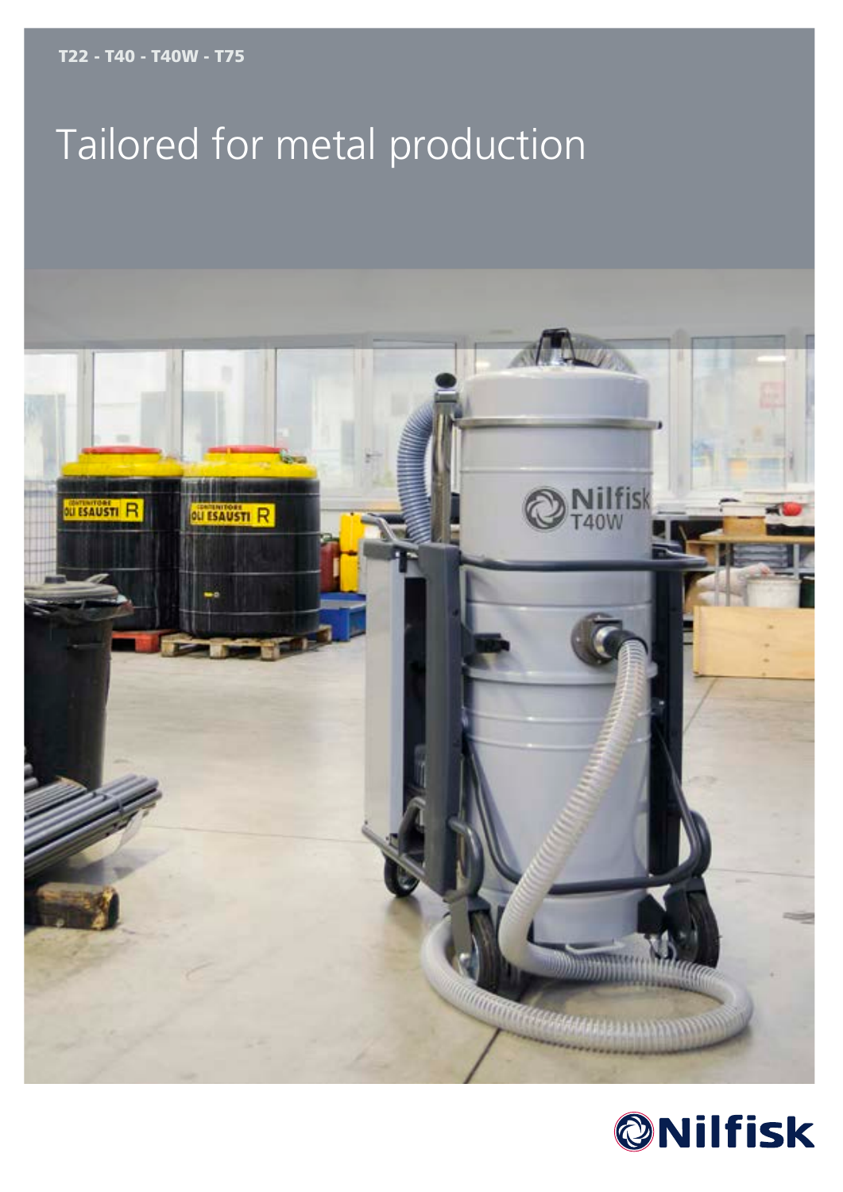T22 - T40 - T40W - T75

# Tailored for metal production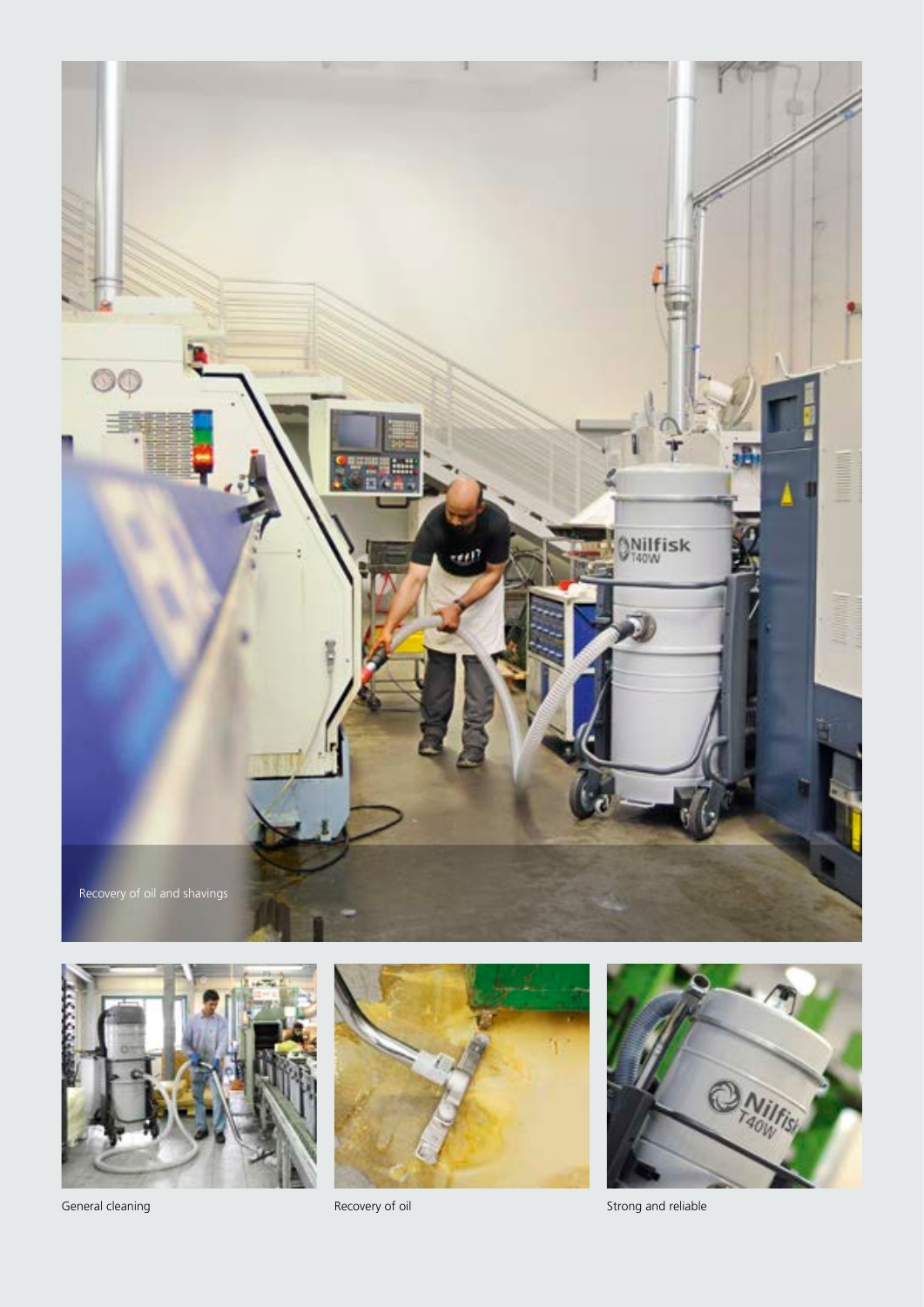Recovery of oil and shavings

General cleaning

Recovery of oil

Strong and reliable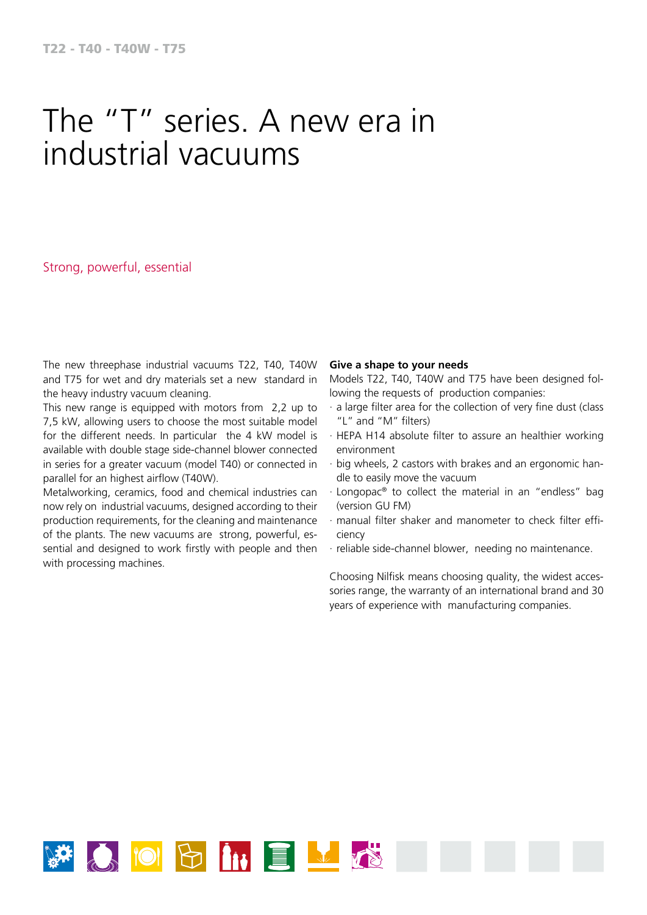T22 - T40 - T40W - T75

# The "T" series. A new era in industrial vacuums

## Strong, powerful, essential

The new threephase industrial vacuums T22, T40, T40W and T75 for wet and dry materials set a new standard in the heavy industry vacuum cleaning.
This new range is equipped with motors from 2,2 up to 7,5 kW, allowing users to choose the most suitable model for the different needs. In particular the 4 kW model is available with double stage side-channel blower connected in series for a greater vacuum (model T40) or connected in parallel for an highest airflow (T40W).
Metalworking, ceramics, food and chemical industries can now rely on industrial vacuums, designed according to their production requirements, for the cleaning and maintenance of the plants. The new vacuums are strong, powerful, essential and designed to work firstly with people and then with processing machines.

**Give a shape to your needs**
Models T22, T40, T40W and T75 have been designed following the requests of production companies:

- a large filter area for the collection of very fine dust (class "L" and "M" filters)
- HEPA H14 absolute filter to assure an healthier working environment
- big wheels, 2 castors with brakes and an ergonomic handle to easily move the vacuum
- Longopac® to collect the material in an "endless" bag (version GU FM)
- manual filter shaker and manometer to check filter efficiency
- reliable side-channel blower, needing no maintenance.

Choosing Nilfisk means choosing quality, the widest accessories range, the warranty of an international brand and 30 years of experience with manufacturing companies.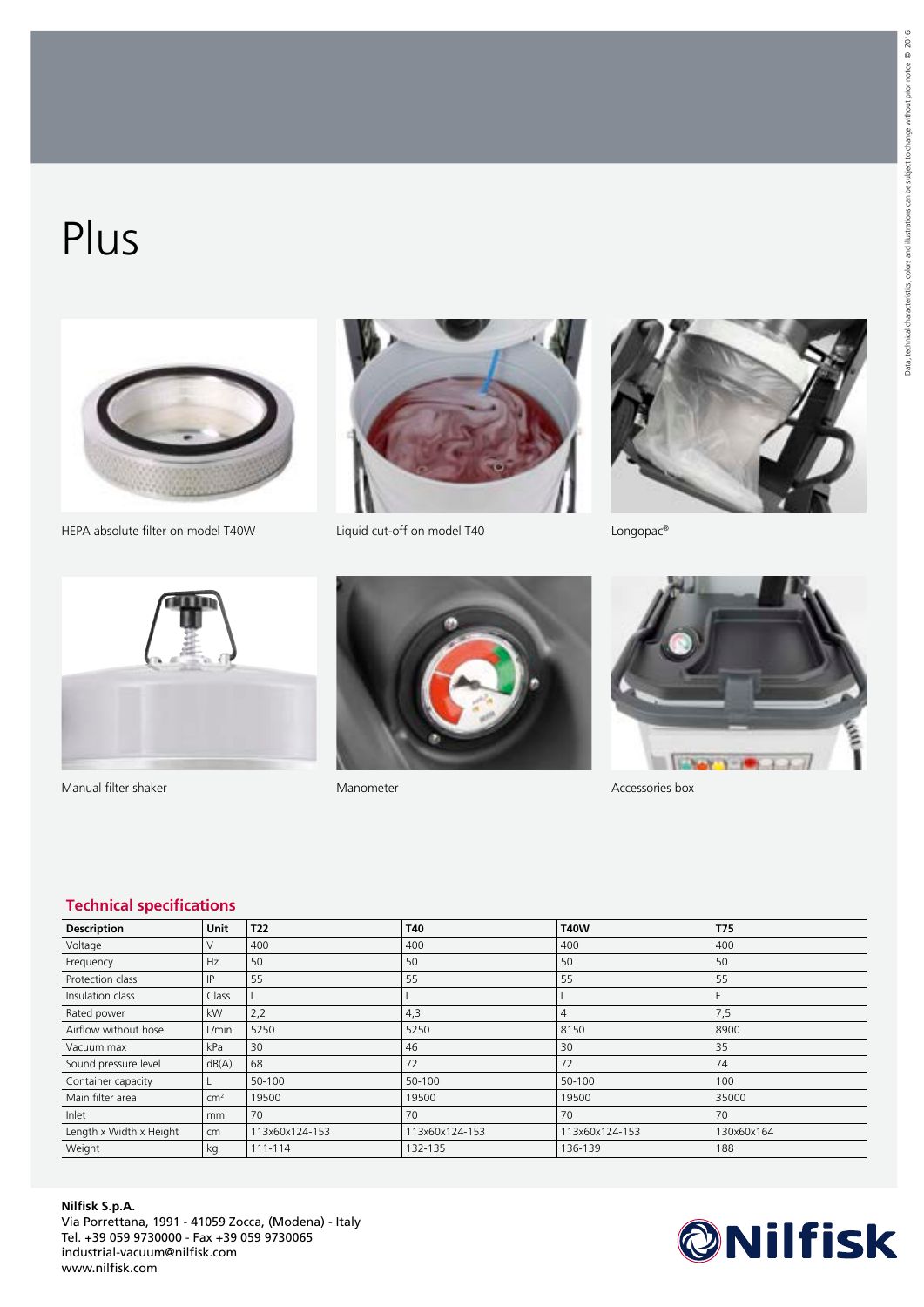# Plus

HEPA absolute filter on model T40W

Liquid cut-off on model T40

Longopac®

Manual filter shaker

Manometer

Accessories box

## Technical specifications

| Description | Unit | T22 | T40 | T40W | T75 |
|---|---|---|---|---|---|
| Voltage | V | 400 | 400 | 400 | 400 |
| Frequency | Hz | 50 | 50 | 50 | 50 |
| Protection class | IP | 55 | 55 | 55 | 55 |
| Insulation class | Class | I | I | I | F |
| Rated power | kW | 2,2 | 4,3 | 4 | 7,5 |
| Airflow without hose | L/min | 5250 | 5250 | 8150 | 8900 |
| Vacuum max | kPa | 30 | 46 | 30 | 35 |
| Sound pressure level | dB(A) | 68 | 72 | 72 | 74 |
| Container capacity | L | 50-100 | 50-100 | 50-100 | 100 |
| Main filter area | cm² | 19500 | 19500 | 19500 | 35000 |
| Inlet | mm | 70 | 70 | 70 | 70 |
| Length x Width x Height | cm | 113x60x124-153 | 113x60x124-153 | 113x60x124-153 | 130x60x164 |
| Weight | kg | 111-114 | 132-135 | 136-139 | 188 |

**Nilfisk S.p.A.**
Via Porrettana, 1991 - 41059 Zocca, (Modena) - Italy
Tel. +39 059 9730000 - Fax +39 059 9730065
industrial-vacuum@nilfisk.com
www.nilfisk.com

Nilfisk

Data, technical characteristics, colors and illustrations can be subject to change without prior notice © 2016